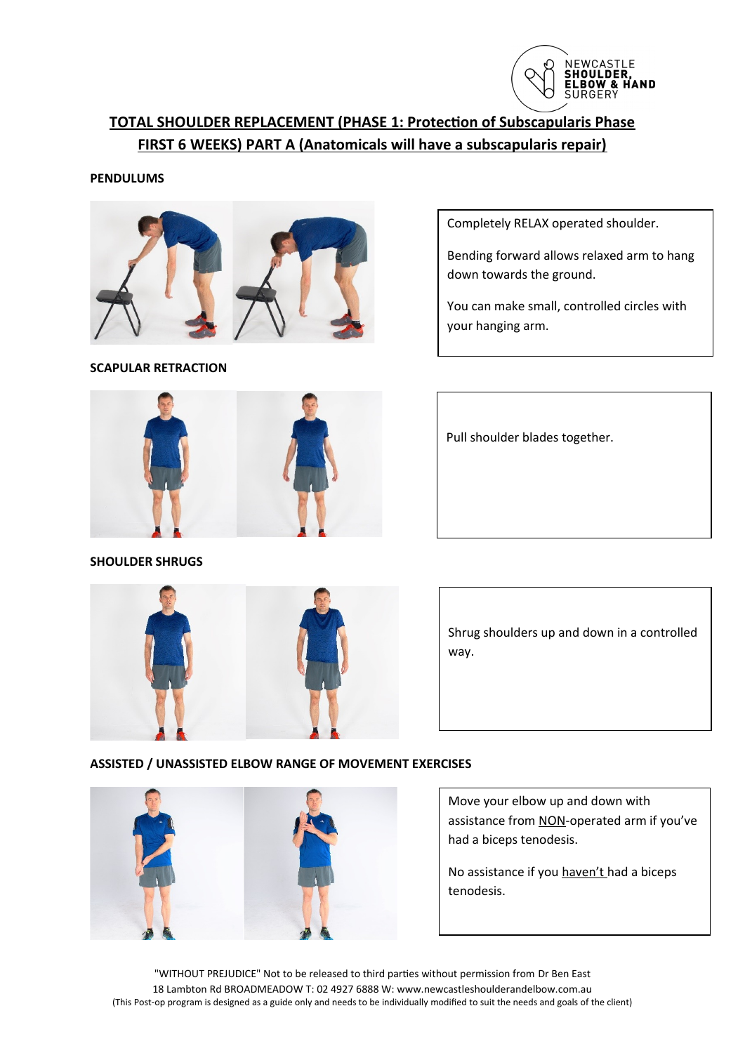NEWCASTLE SHOULDER, ELBOW & HAND SURGERY

# TOTAL SHOULDER REPLACEMENT (PHASE 1: Protection of Subscapularis Phase FIRST 6 WEEKS) PART A (Anatomicals will have a subscapularis repair)

## PENDULUMS

Completely RELAX operated shoulder.

Bending forward allows relaxed arm to hang down towards the ground.

You can make small, controlled circles with your hanging arm.

## SCAPULAR RETRACTION

Pull shoulder blades together.

## SHOULDER SHRUGS

Shrug shoulders up and down in a controlled way.

## ASSISTED / UNASSISTED ELBOW RANGE OF MOVEMENT EXERCISES

Move your elbow up and down with assistance from NON-operated arm if you've had a biceps tenodesis.

No assistance if you haven't had a biceps tenodesis.

"WITHOUT PREJUDICE" Not to be released to third parties without permission from Dr Ben East
18 Lambton Rd BROADMEADOW T: 02 4927 6888 W: www.newcastleshoulderandelbow.com.au
(This Post-op program is designed as a guide only and needs to be individually modified to suit the needs and goals of the client)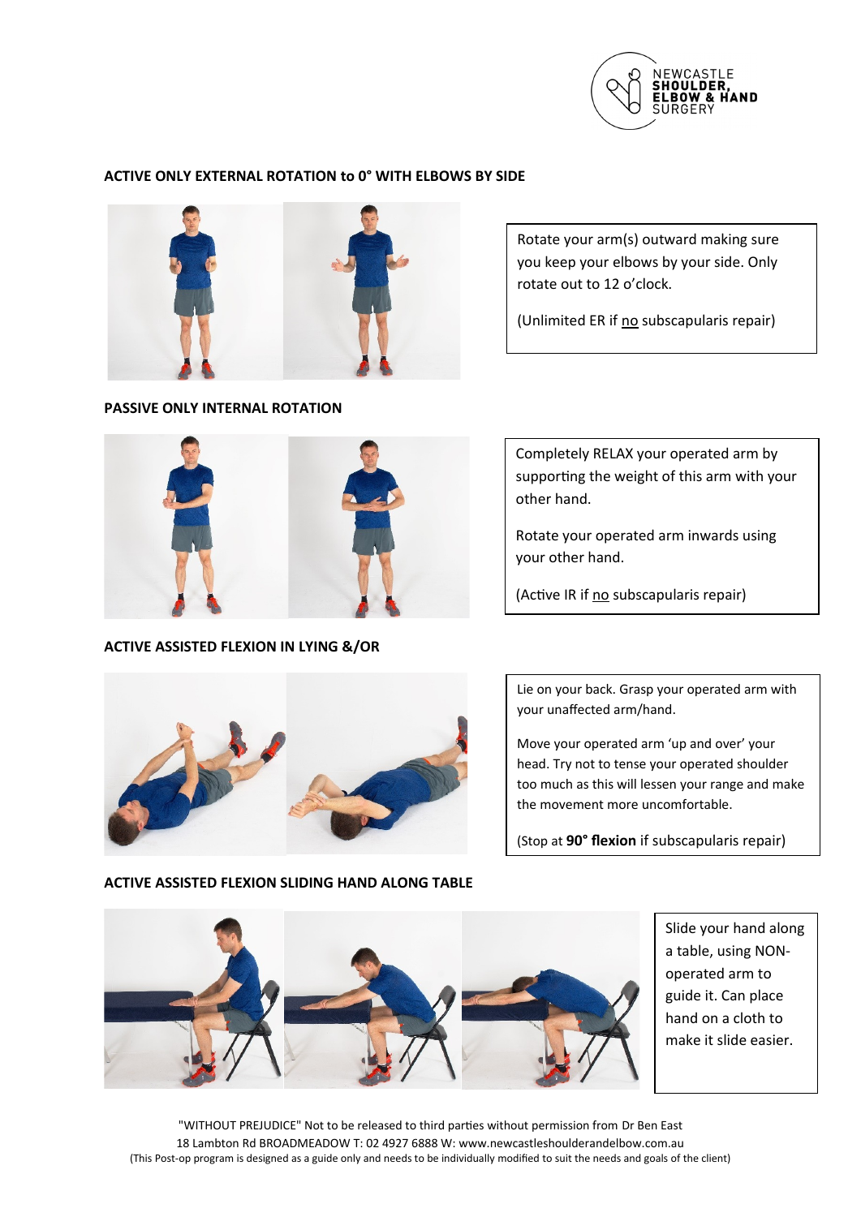## ACTIVE ONLY EXTERNAL ROTATION to 0° WITH ELBOWS BY SIDE

Rotate your arm(s) outward making sure you keep your elbows by your side. Only rotate out to 12 o'clock.

(Unlimited ER if no subscapularis repair)

## PASSIVE ONLY INTERNAL ROTATION

Completely RELAX your operated arm by supporting the weight of this arm with your other hand.

Rotate your operated arm inwards using your other hand.

(Active IR if no subscapularis repair)

## ACTIVE ASSISTED FLEXION IN LYING &/OR

Lie on your back. Grasp your operated arm with your unaffected arm/hand.

Move your operated arm 'up and over' your head. Try not to tense your operated shoulder too much as this will lessen your range and make the movement more uncomfortable.

(Stop at **90° flexion** if subscapularis repair)

## ACTIVE ASSISTED FLEXION SLIDING HAND ALONG TABLE

Slide your hand along a table, using NON-operated arm to guide it. Can place hand on a cloth to make it slide easier.

"WITHOUT PREJUDICE" Not to be released to third parties without permission from Dr Ben East
18 Lambton Rd BROADMEADOW T: 02 4927 6888 W: www.newcastleshoulderandelbow.com.au
(This Post-op program is designed as a guide only and needs to be individually modified to suit the needs and goals of the client)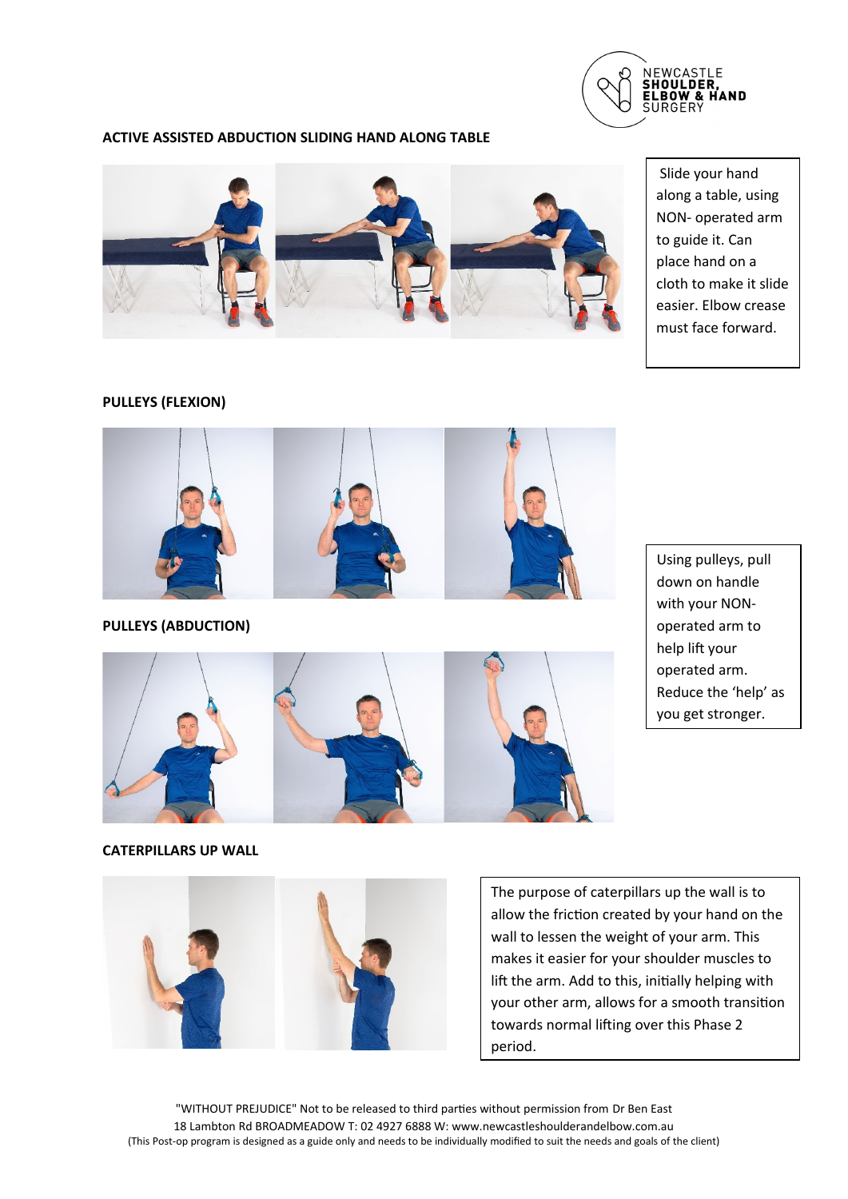## ACTIVE ASSISTED ABDUCTION SLIDING HAND ALONG TABLE

Slide your hand along a table, using NON- operated arm to guide it. Can place hand on a cloth to make it slide easier. Elbow crease must face forward.

## PULLEYS (FLEXION)

## PULLEYS (ABDUCTION)

Using pulleys, pull down on handle with your NON- operated arm to help lift your operated arm. Reduce the 'help' as you get stronger.

## CATERPILLARS UP WALL

The purpose of caterpillars up the wall is to allow the friction created by your hand on the wall to lessen the weight of your arm. This makes it easier for your shoulder muscles to lift the arm. Add to this, initially helping with your other arm, allows for a smooth transition towards normal lifting over this Phase 2 period.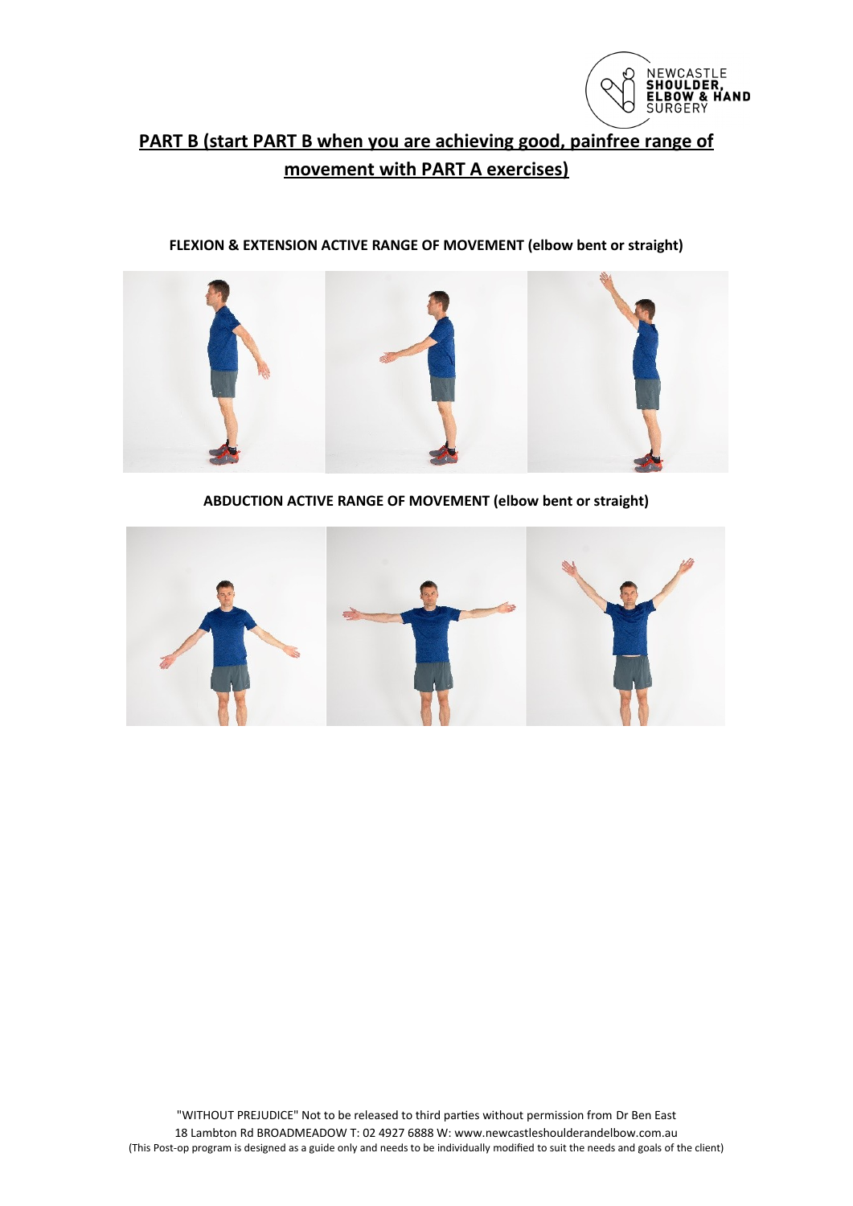## PART B (start PART B when you are achieving good, painfree range of movement with PART A exercises)

**FLEXION & EXTENSION ACTIVE RANGE OF MOVEMENT (elbow bent or straight)**

**ABDUCTION ACTIVE RANGE OF MOVEMENT (elbow bent or straight)**

"WITHOUT PREJUDICE" Not to be released to third parties without permission from Dr Ben East
18 Lambton Rd BROADMEADOW T: 02 4927 6888 W: www.newcastleshoulderandelbow.com.au
(This Post-op program is designed as a guide only and needs to be individually modified to suit the needs and goals of the client)